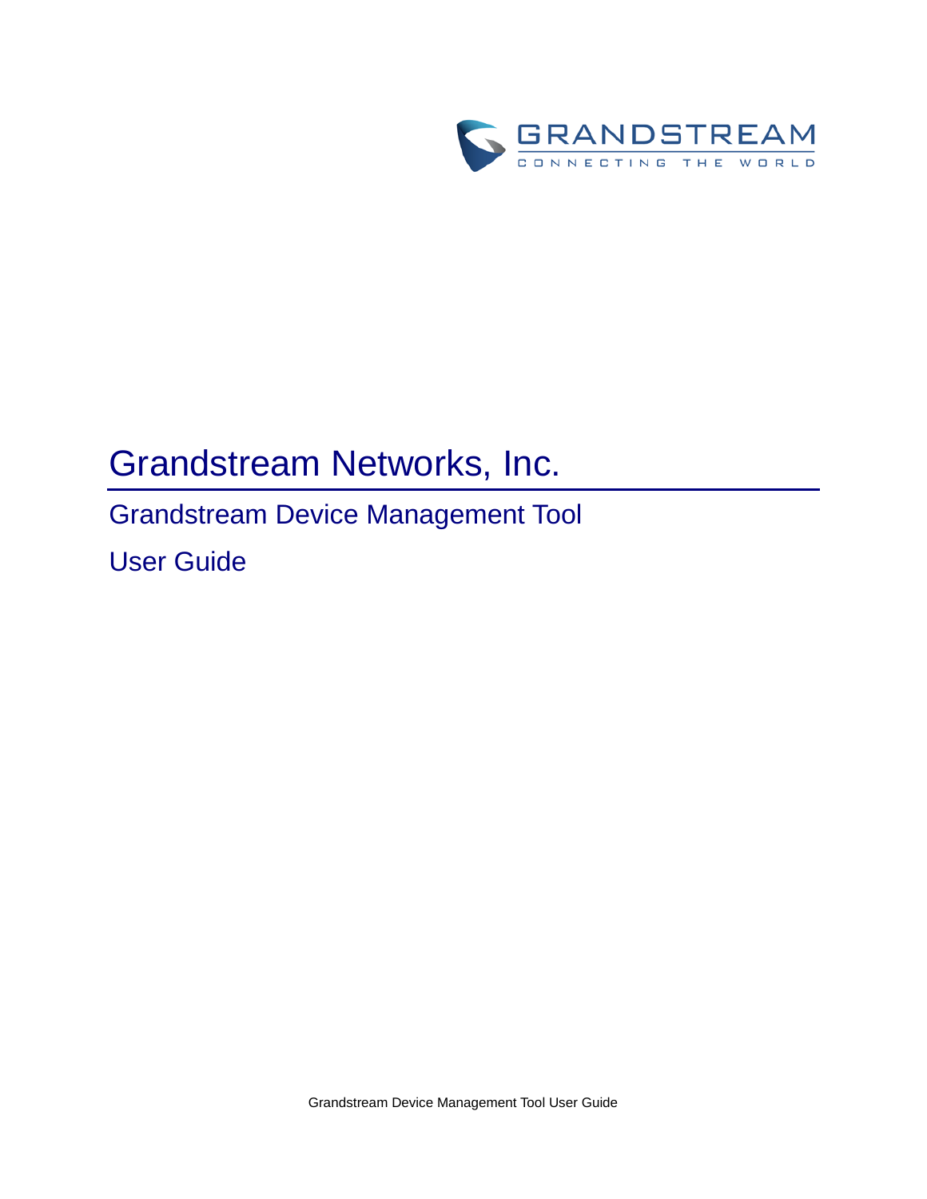# Grandstream Networks, Inc.

## Grandstream Device Management Tool

## User Guide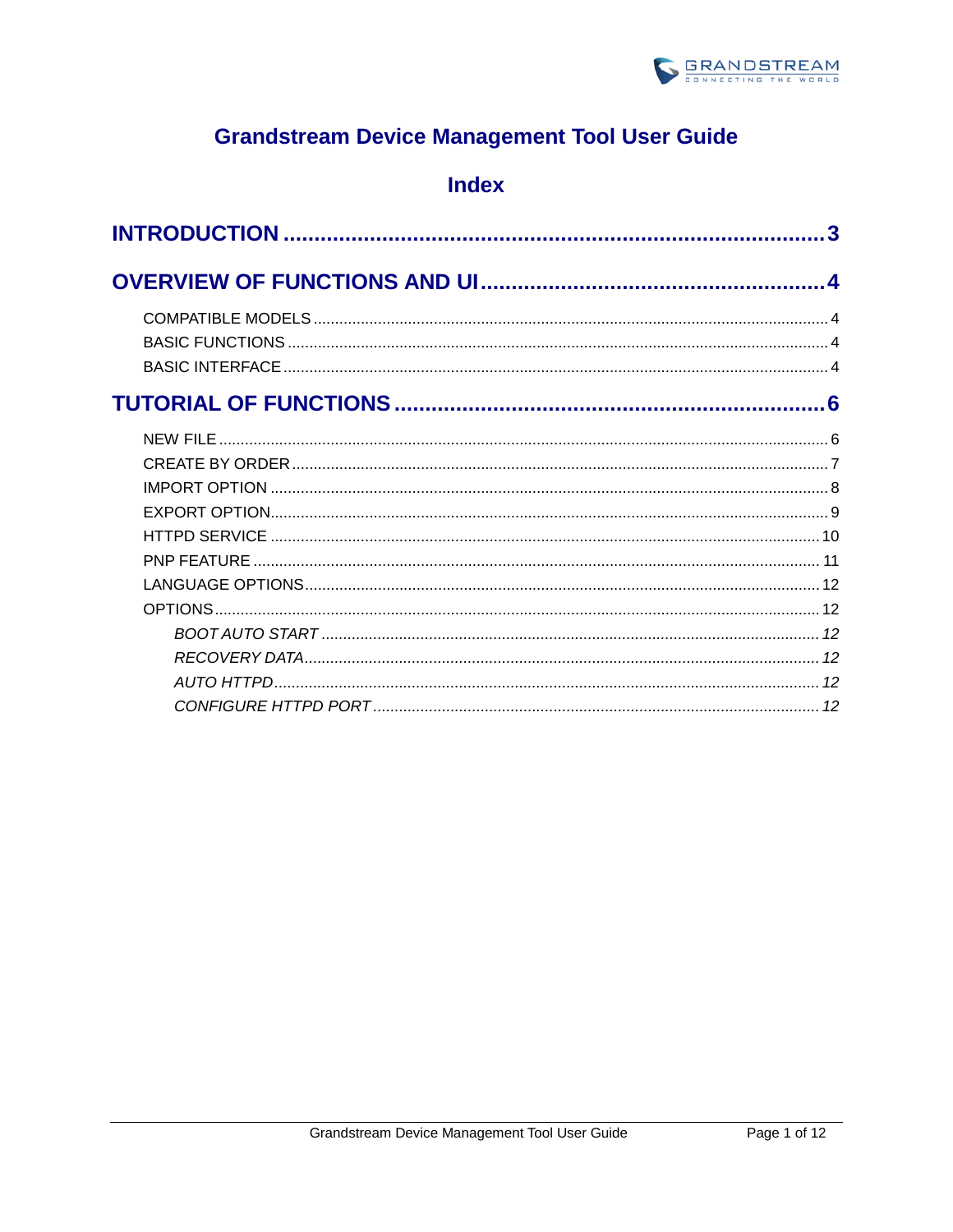# Grandstream Device Management Tool User Guide

## Index

**INTRODUCTION** ........................................................................................ **3**

**OVERVIEW OF FUNCTIONS AND UI** ........................................................ **4**

- COMPATIBLE MODELS ........................................................................ 4
- BASIC FUNCTIONS ............................................................................. 4
- BASIC INTERFACE ............................................................................. 4

**TUTORIAL OF FUNCTIONS** ...................................................................... **6**

- NEW FILE ........................................................................................... 6
- CREATE BY ORDER ............................................................................ 7
- IMPORT OPTION ................................................................................. 8
- EXPORT OPTION ................................................................................. 9
- HTTPD SERVICE ................................................................................. 10
- PNP FEATURE .................................................................................... 11
- LANGUAGE OPTIONS .......................................................................... 12
- OPTIONS ............................................................................................ 12
  - *BOOT AUTO START* ...................................................................... *12*
  - *RECOVERY DATA* ......................................................................... *12*
  - *AUTO HTTPD* ............................................................................... *12*
  - *CONFIGURE HTTPD PORT* ............................................................ *12*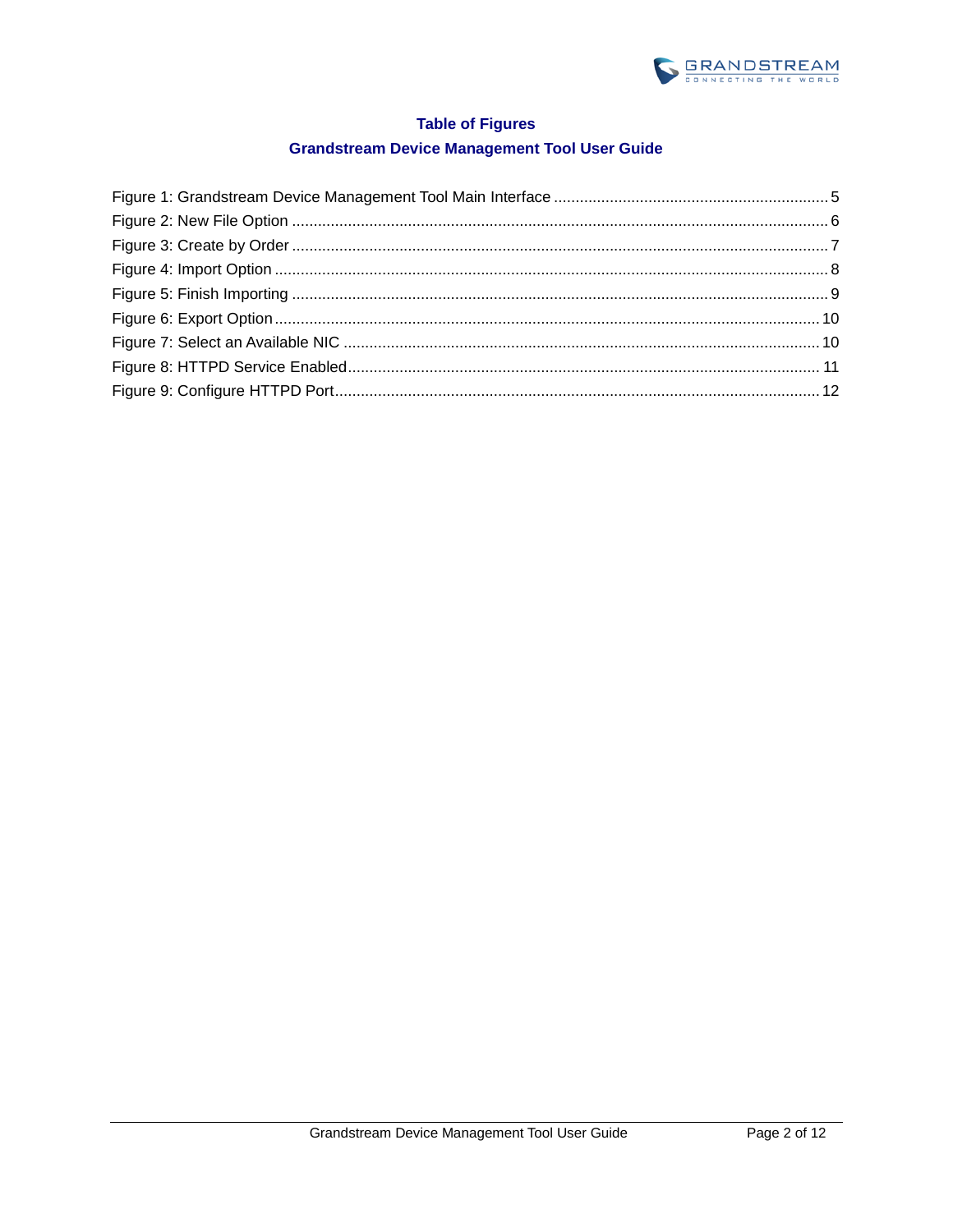## Table of Figures

## Grandstream Device Management Tool User Guide

Figure 1: Grandstream Device Management Tool Main Interface ........ 5
Figure 2: New File Option ........ 6
Figure 3: Create by Order ........ 7
Figure 4: Import Option ........ 8
Figure 5: Finish Importing ........ 9
Figure 6: Export Option ........ 10
Figure 7: Select an Available NIC ........ 10
Figure 8: HTTPD Service Enabled ........ 11
Figure 9: Configure HTTPD Port ........ 12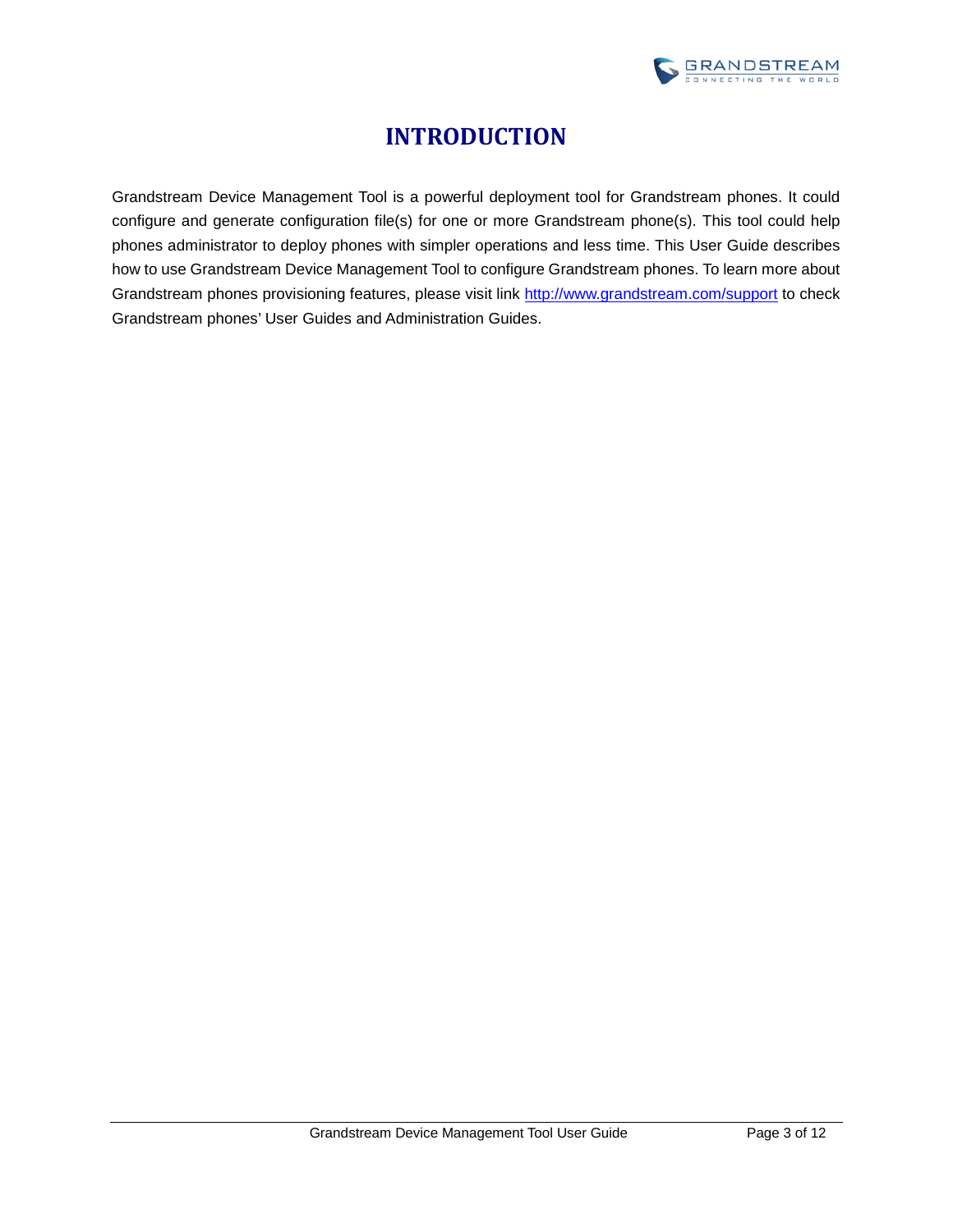# INTRODUCTION

Grandstream Device Management Tool is a powerful deployment tool for Grandstream phones. It could configure and generate configuration file(s) for one or more Grandstream phone(s). This tool could help phones administrator to deploy phones with simpler operations and less time. This User Guide describes how to use Grandstream Device Management Tool to configure Grandstream phones. To learn more about Grandstream phones provisioning features, please visit link http://www.grandstream.com/support to check Grandstream phones' User Guides and Administration Guides.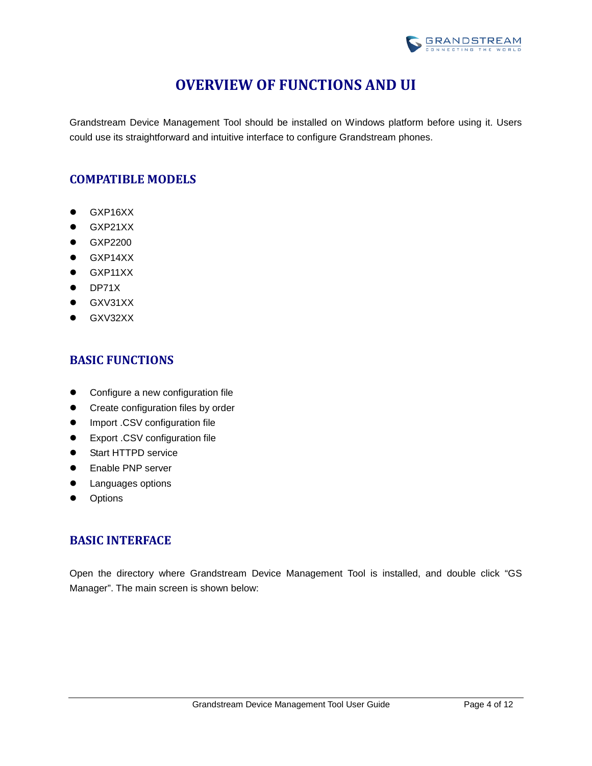# OVERVIEW OF FUNCTIONS AND UI

Grandstream Device Management Tool should be installed on Windows platform before using it. Users could use its straightforward and intuitive interface to configure Grandstream phones.

## COMPATIBLE MODELS

- GXP16XX
- GXP21XX
- GXP2200
- GXP14XX
- GXP11XX
- DP71X
- GXV31XX
- GXV32XX

## BASIC FUNCTIONS

- Configure a new configuration file
- Create configuration files by order
- Import .CSV configuration file
- Export .CSV configuration file
- Start HTTPD service
- Enable PNP server
- Languages options
- Options

## BASIC INTERFACE

Open the directory where Grandstream Device Management Tool is installed, and double click “GS Manager”. The main screen is shown below: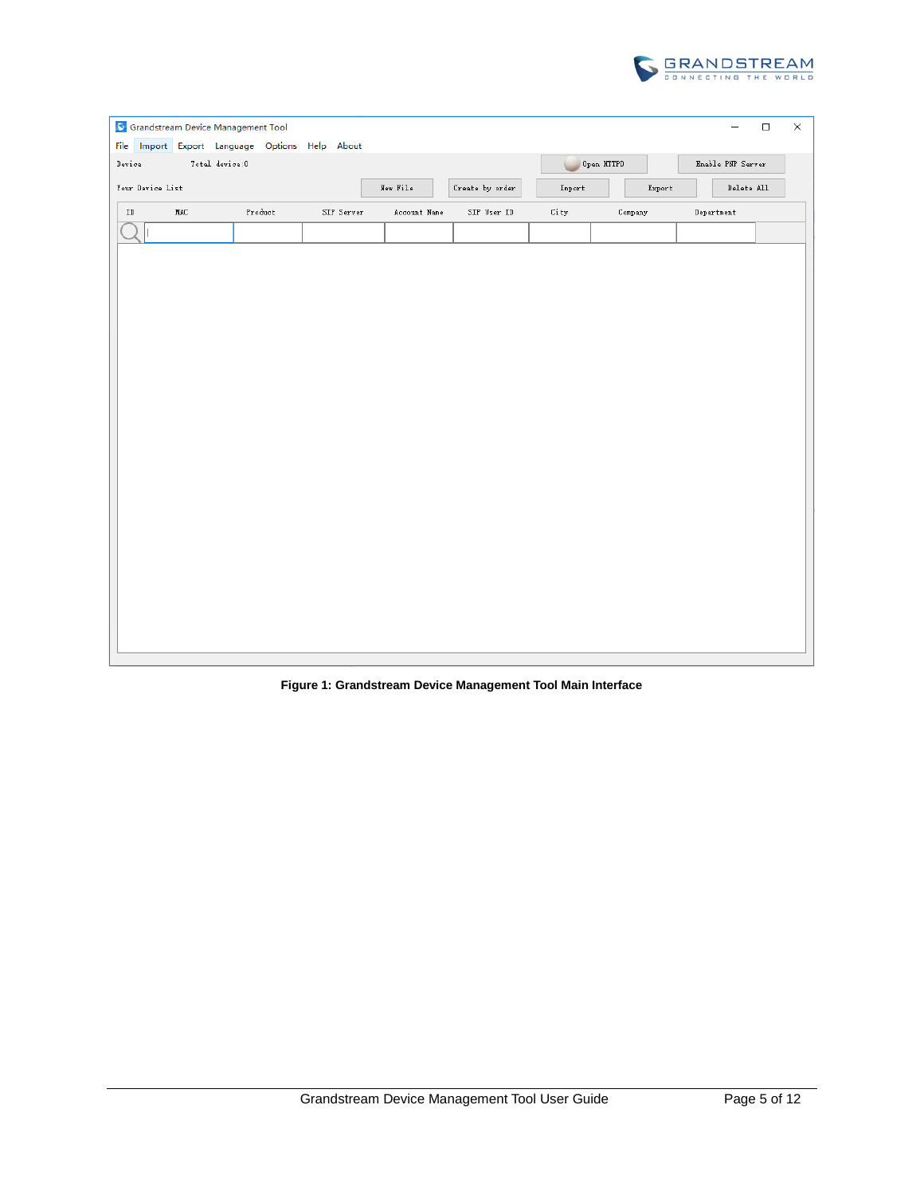**Figure 1: Grandstream Device Management Tool Main Interface**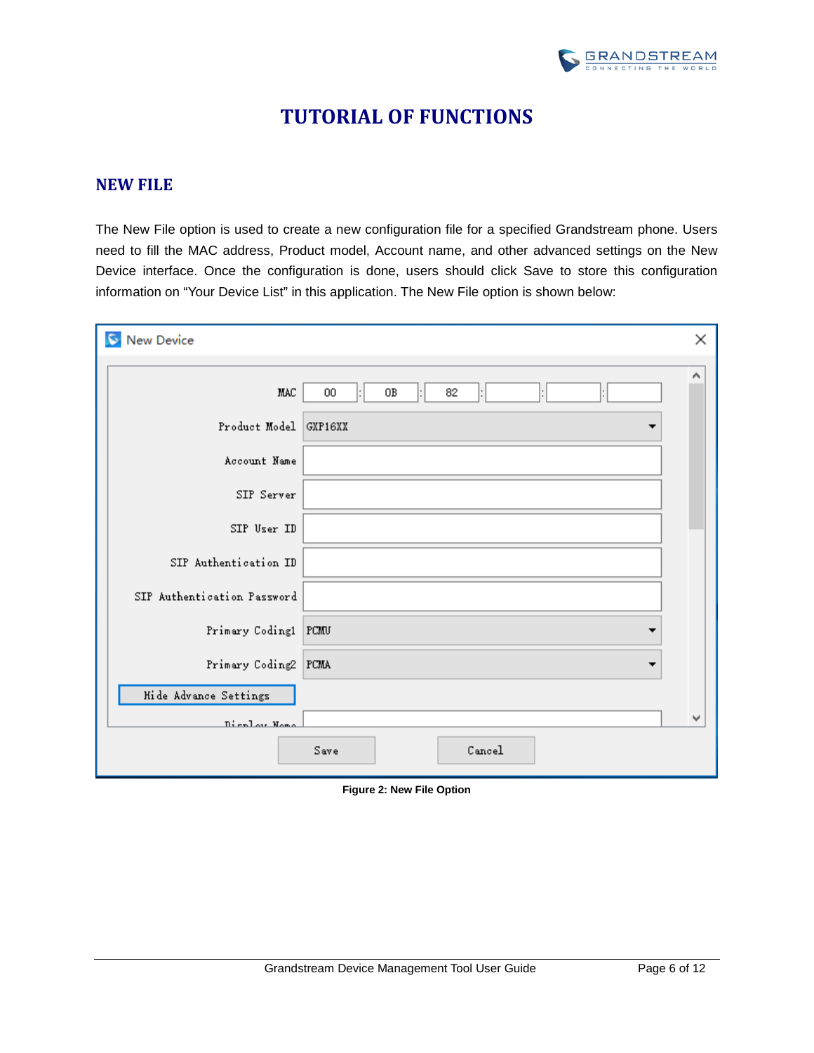# TUTORIAL OF FUNCTIONS

## NEW FILE

The New File option is used to create a new configuration file for a specified Grandstream phone. Users need to fill the MAC address, Product model, Account name, and other advanced settings on the New Device interface. Once the configuration is done, users should click Save to store this configuration information on "Your Device List" in this application. The New File option is shown below:

**Figure 2: New File Option**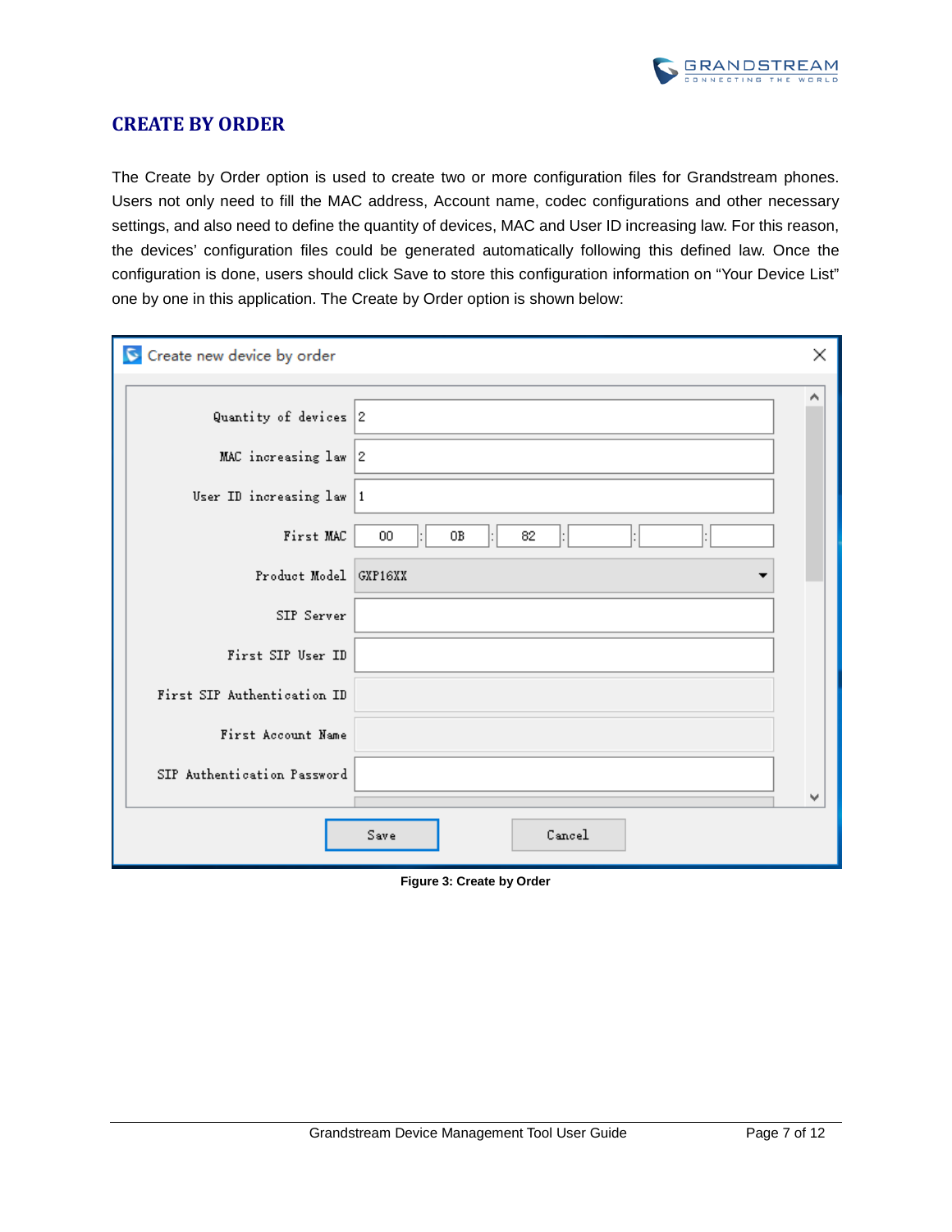## CREATE BY ORDER

The Create by Order option is used to create two or more configuration files for Grandstream phones. Users not only need to fill the MAC address, Account name, codec configurations and other necessary settings, and also need to define the quantity of devices, MAC and User ID increasing law. For this reason, the devices' configuration files could be generated automatically following this defined law. Once the configuration is done, users should click Save to store this configuration information on "Your Device List" one by one in this application. The Create by Order option is shown below:

**Figure 3: Create by Order**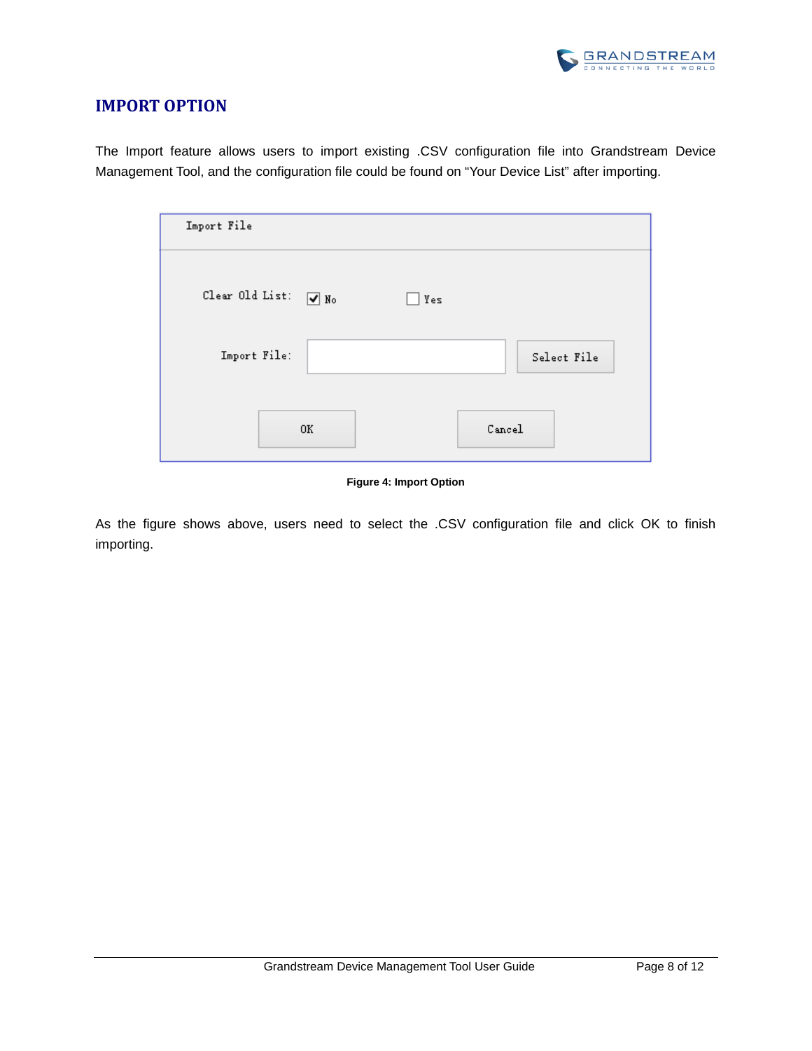## IMPORT OPTION

The Import feature allows users to import existing .CSV configuration file into Grandstream Device Management Tool, and the configuration file could be found on "Your Device List" after importing.

**Figure 4: Import Option**

As the figure shows above, users need to select the .CSV configuration file and click OK to finish importing.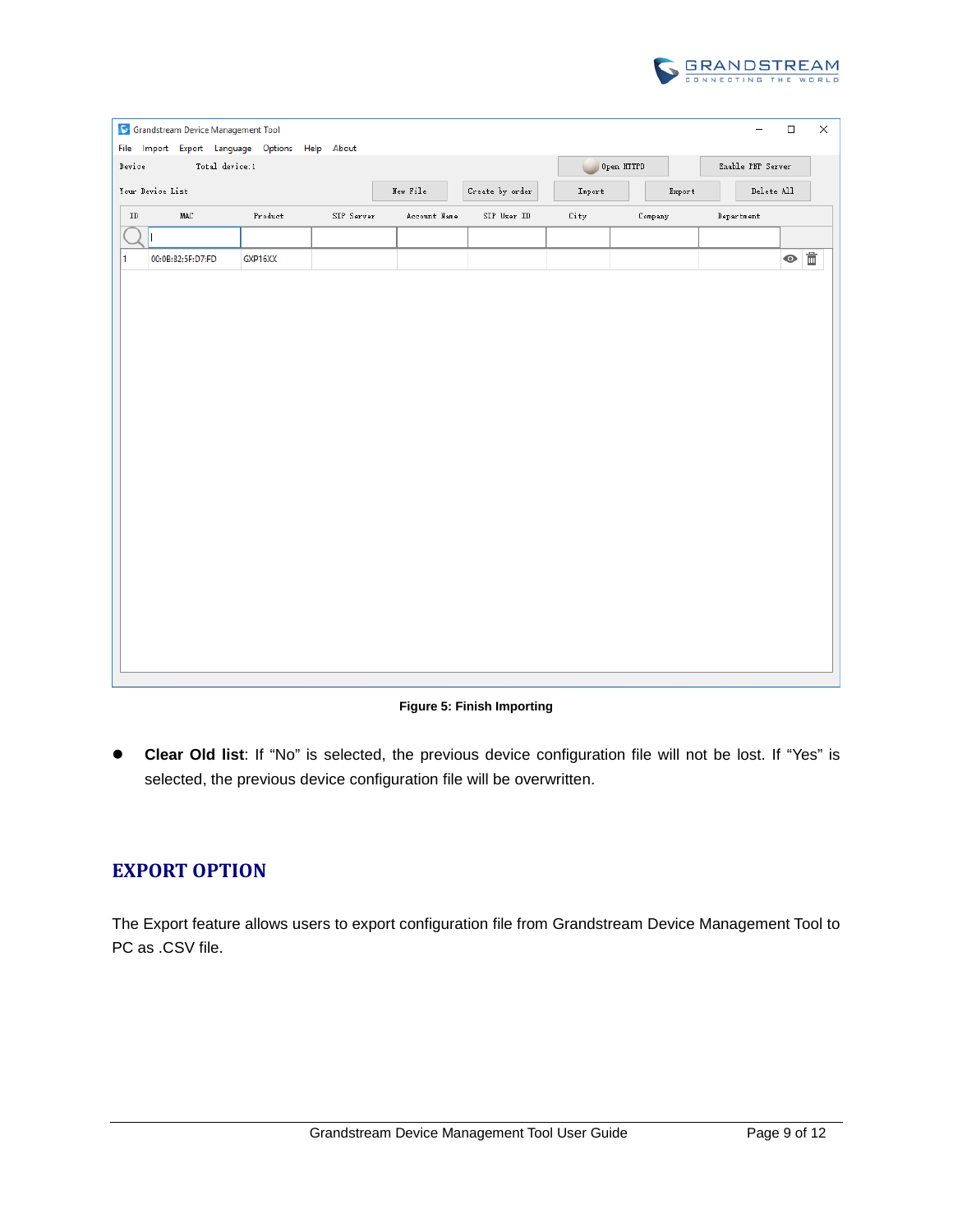Figure 5: Finish Importing

- **Clear Old list**: If "No" is selected, the previous device configuration file will not be lost. If "Yes" is selected, the previous device configuration file will be overwritten.

## EXPORT OPTION

The Export feature allows users to export configuration file from Grandstream Device Management Tool to PC as .CSV file.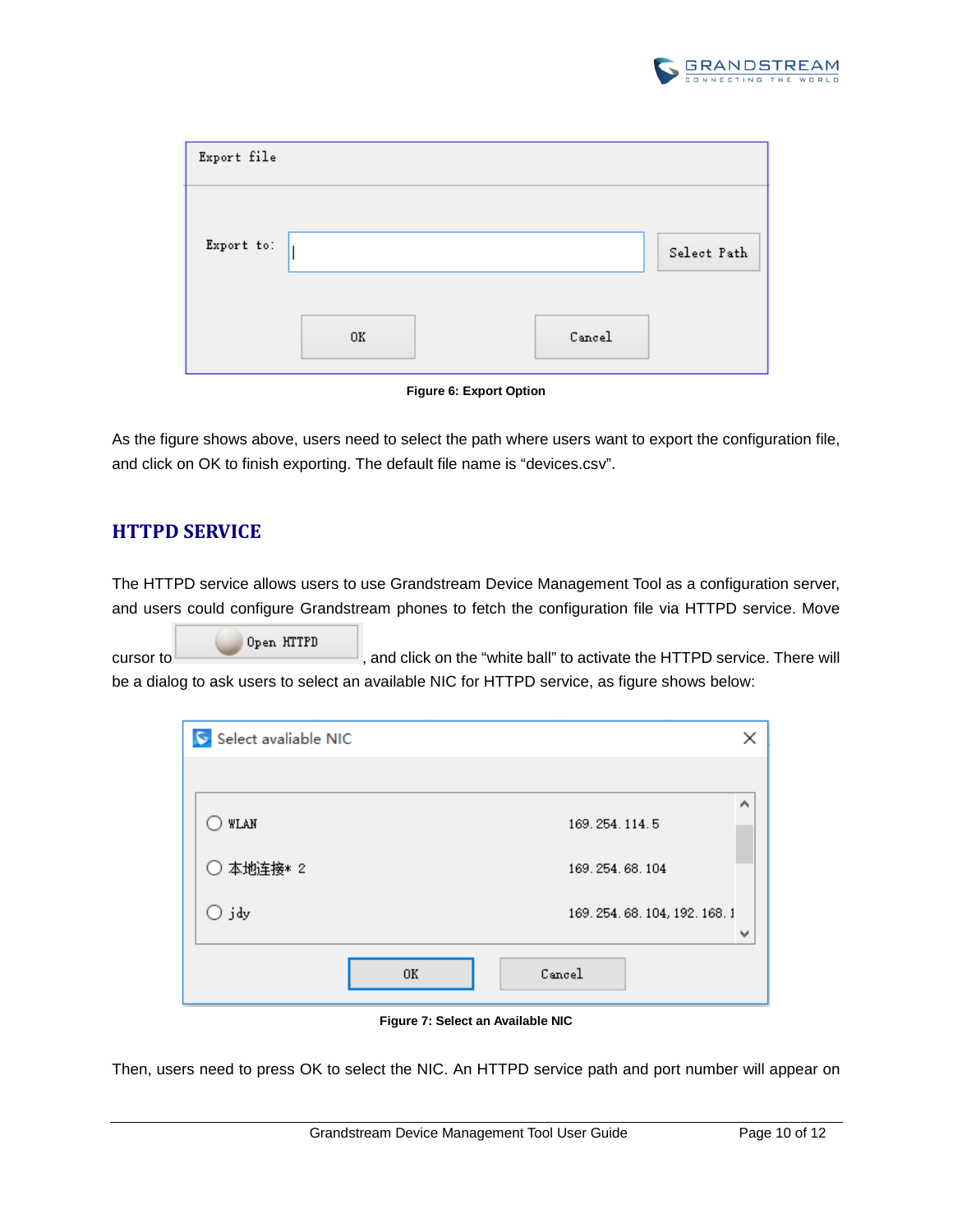Figure 6: Export Option

As the figure shows above, users need to select the path where users want to export the configuration file, and click on OK to finish exporting. The default file name is “devices.csv”.

## HTTPD SERVICE

The HTTPD service allows users to use Grandstream Device Management Tool as a configuration server, and users could configure Grandstream phones to fetch the configuration file via HTTPD service. Move cursor to Open HTTPD, and click on the “white ball” to activate the HTTPD service. There will be a dialog to ask users to select an available NIC for HTTPD service, as figure shows below:

Figure 7: Select an Available NIC

Then, users need to press OK to select the NIC. An HTTPD service path and port number will appear on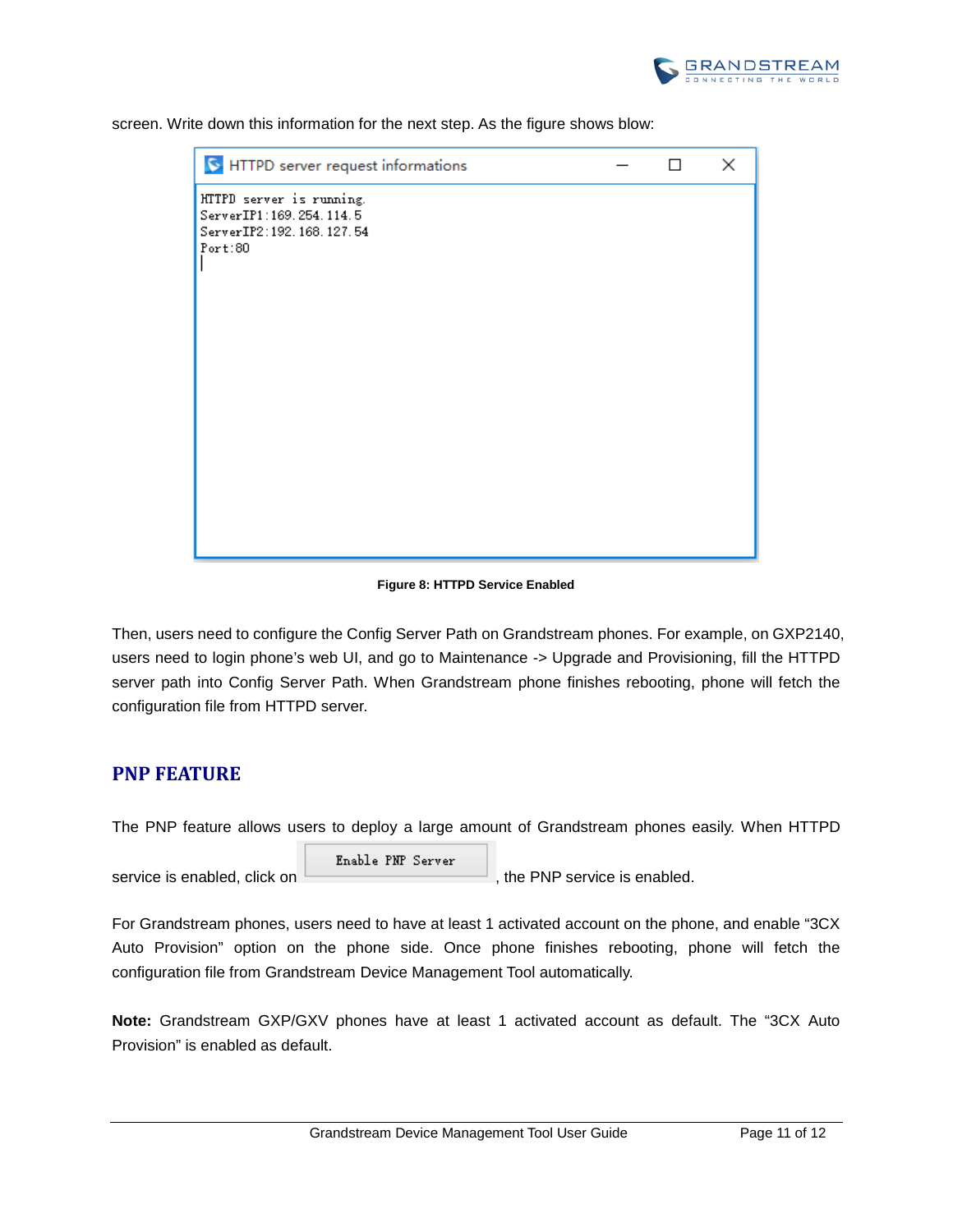screen. Write down this information for the next step. As the figure shows blow:

```
HTTPD server request informations

HTTPD server is running.
ServerIP1:169.254.114.5
ServerIP2:192.168.127.54
Port:80
```

**Figure 8: HTTPD Service Enabled**

Then, users need to configure the Config Server Path on Grandstream phones. For example, on GXP2140, users need to login phone's web UI, and go to Maintenance -> Upgrade and Provisioning, fill the HTTPD server path into Config Server Path. When Grandstream phone finishes rebooting, phone will fetch the configuration file from HTTPD server.

## PNP FEATURE

The PNP feature allows users to deploy a large amount of Grandstream phones easily. When HTTPD service is enabled, click on Enable PNP Server, the PNP service is enabled.

For Grandstream phones, users need to have at least 1 activated account on the phone, and enable "3CX Auto Provision" option on the phone side. Once phone finishes rebooting, phone will fetch the configuration file from Grandstream Device Management Tool automatically.

**Note:** Grandstream GXP/GXV phones have at least 1 activated account as default. The "3CX Auto Provision" is enabled as default.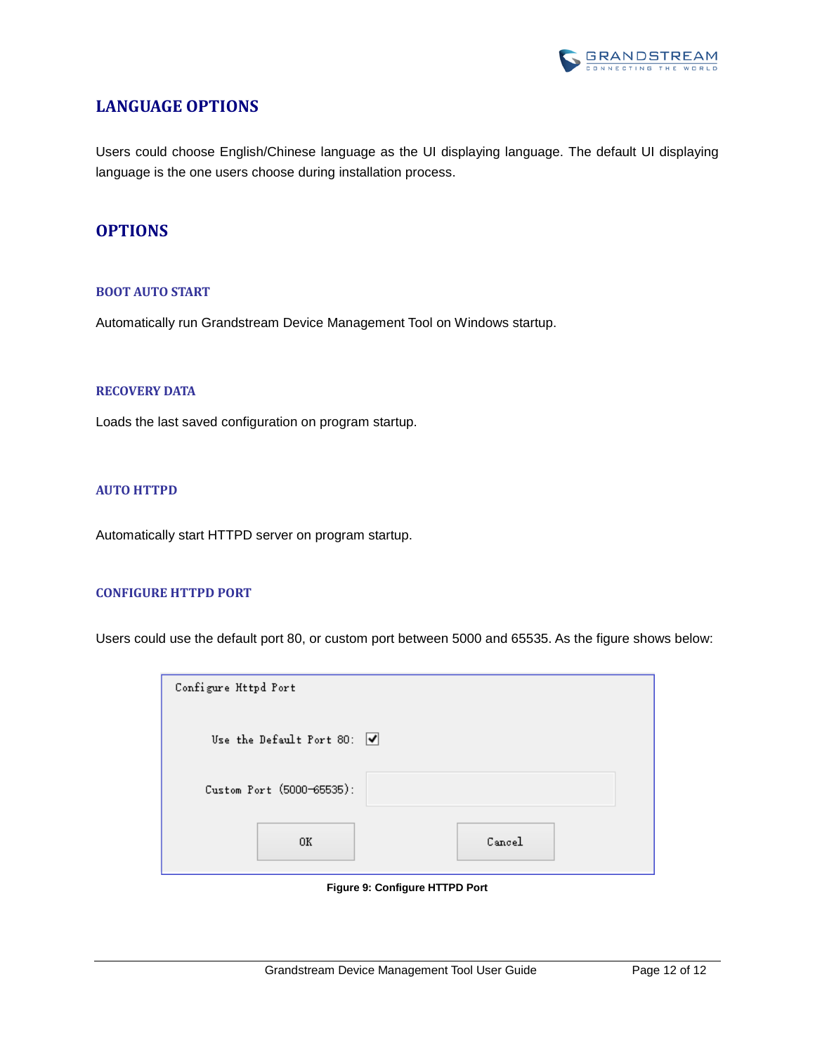## LANGUAGE OPTIONS

Users could choose English/Chinese language as the UI displaying language. The default UI displaying language is the one users choose during installation process.

## OPTIONS

### BOOT AUTO START

Automatically run Grandstream Device Management Tool on Windows startup.

### RECOVERY DATA

Loads the last saved configuration on program startup.

### AUTO HTTPD

Automatically start HTTPD server on program startup.

### CONFIGURE HTTPD PORT

Users could use the default port 80, or custom port between 5000 and 65535. As the figure shows below:

Configure Httpd Port

Use the Default Port 80: ☑

Custom Port (5000-65535):

OK Cancel

**Figure 9: Configure HTTPD Port**